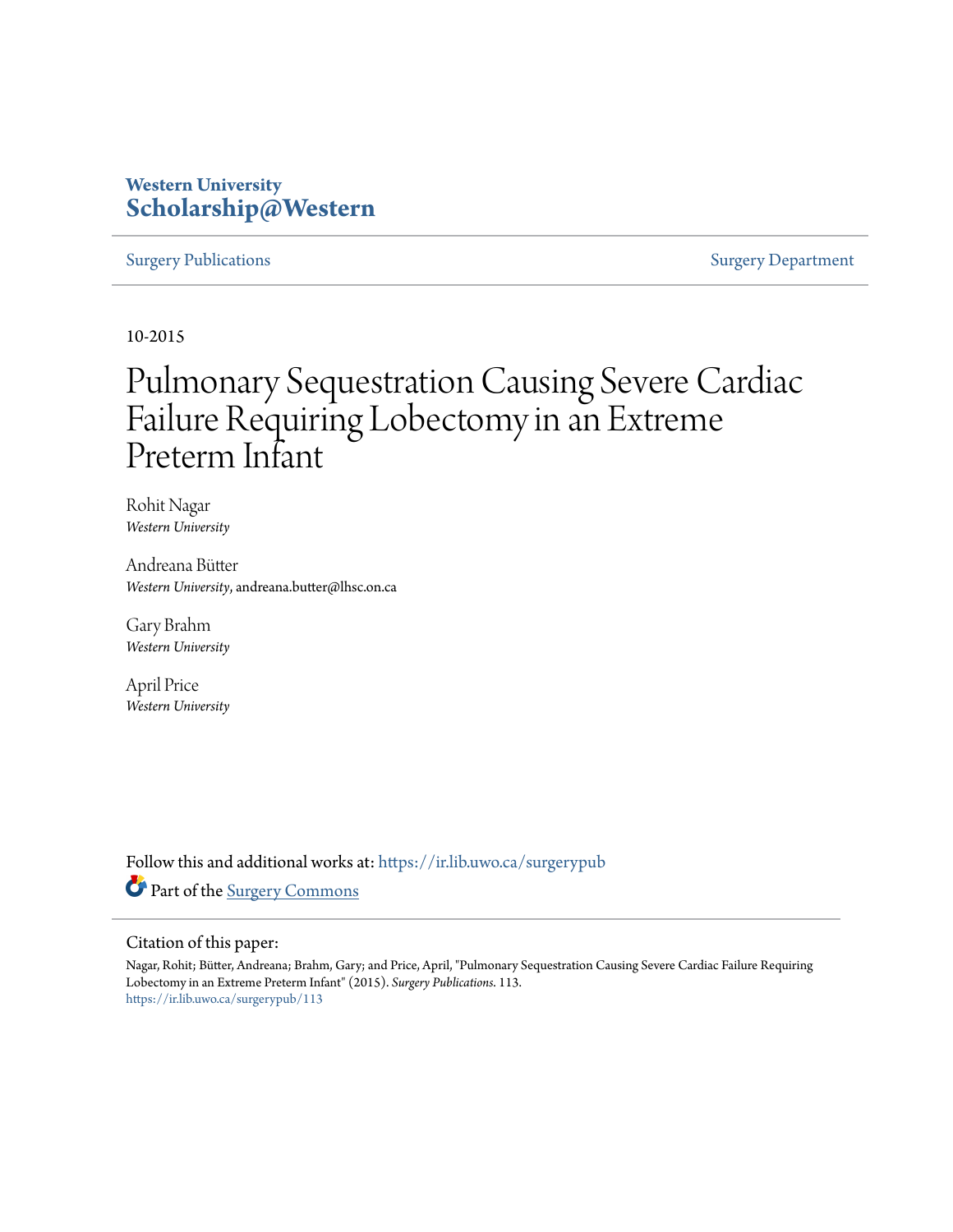Western University
**Scholarship@Western**

Surgery Publications Surgery Department

10-2015

# Pulmonary Sequestration Causing Severe Cardiac Failure Requiring Lobectomy in an Extreme Preterm Infant

Rohit Nagar
*Western University*

Andreana Bütter
*Western University*, andreana.butter@lhsc.on.ca

Gary Brahm
*Western University*

April Price
*Western University*

Follow this and additional works at: https://ir.lib.uwo.ca/surgerypub

Part of the Surgery Commons

Citation of this paper:

Nagar, Rohit; Bütter, Andreana; Brahm, Gary; and Price, April, "Pulmonary Sequestration Causing Severe Cardiac Failure Requiring Lobectomy in an Extreme Preterm Infant" (2015). *Surgery Publications*. 113.
https://ir.lib.uwo.ca/surgerypub/113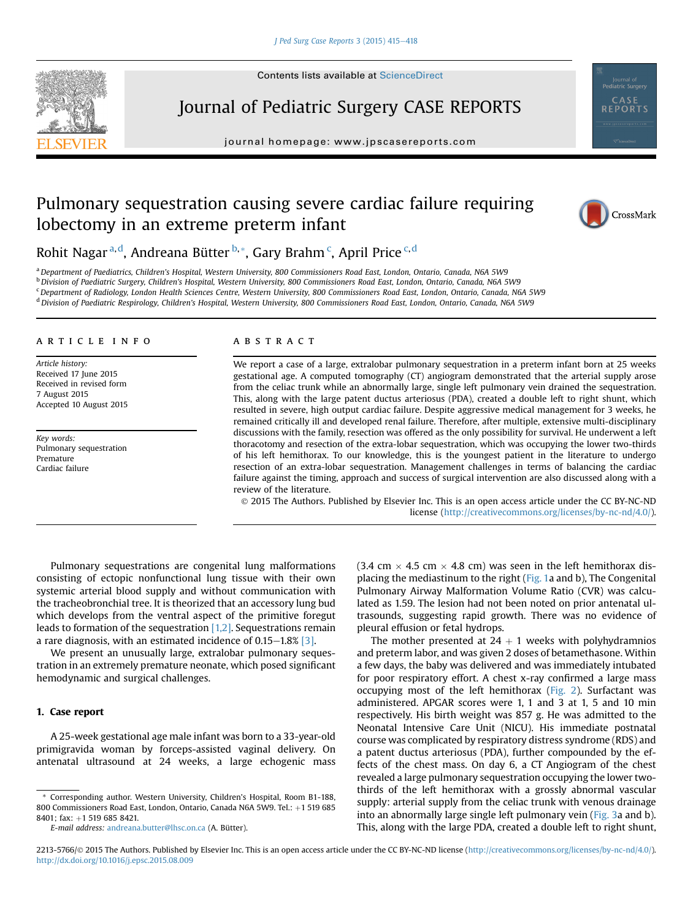Contents lists available at ScienceDirect

# Journal of Pediatric Surgery CASE REPORTS

journal homepage: www.jpscasereports.com

# Pulmonary sequestration causing severe cardiac failure requiring lobectomy in an extreme preterm infant

Rohit Nagar [a,d], Andreana Bütter [b,*], Gary Brahm [c], April Price [c,d]

[a] Department of Paediatrics, Children's Hospital, Western University, 800 Commissioners Road East, London, Ontario, Canada, N6A 5W9
[b] Division of Paediatric Surgery, Children's Hospital, Western University, 800 Commissioners Road East, London, Ontario, Canada, N6A 5W9
[c] Department of Radiology, London Health Sciences Centre, Western University, 800 Commissioners Road East, London, Ontario, Canada, N6A 5W9
[d] Division of Paediatric Respirology, Children's Hospital, Western University, 800 Commissioners Road East, London, Ontario, Canada, N6A 5W9

## ARTICLE INFO

*Article history:*
Received 17 June 2015
Received in revised form
7 August 2015
Accepted 10 August 2015

*Key words:*
Pulmonary sequestration
Premature
Cardiac failure

## ABSTRACT

We report a case of a large, extralobar pulmonary sequestration in a preterm infant born at 25 weeks gestational age. A computed tomography (CT) angiogram demonstrated that the arterial supply arose from the celiac trunk while an abnormally large, single left pulmonary vein drained the sequestration. This, along with the large patent ductus arteriosus (PDA), created a double left to right shunt, which resulted in severe, high output cardiac failure. Despite aggressive medical management for 3 weeks, he remained critically ill and developed renal failure. Therefore, after multiple, extensive multi-disciplinary discussions with the family, resection was offered as the only possibility for survival. He underwent a left thoracotomy and resection of the extra-lobar sequestration, which was occupying the lower two-thirds of his left hemithorax. To our knowledge, this is the youngest patient in the literature to undergo resection of an extra-lobar sequestration. Management challenges in terms of balancing the cardiac failure against the timing, approach and success of surgical intervention are also discussed along with a review of the literature.

© 2015 The Authors. Published by Elsevier Inc. This is an open access article under the CC BY-NC-ND license (http://creativecommons.org/licenses/by-nc-nd/4.0/).

Pulmonary sequestrations are congenital lung malformations consisting of ectopic nonfunctional lung tissue with their own systemic arterial blood supply and without communication with the tracheobronchial tree. It is theorized that an accessory lung bud which develops from the ventral aspect of the primitive foregut leads to formation of the sequestration [1,2]. Sequestrations remain a rare diagnosis, with an estimated incidence of 0.15–1.8% [3].

We present an unusually large, extralobar pulmonary sequestration in an extremely premature neonate, which posed significant hemodynamic and surgical challenges.

## 1. Case report

A 25-week gestational age male infant was born to a 33-year-old primigravida woman by forceps-assisted vaginal delivery. On antenatal ultrasound at 24 weeks, a large echogenic mass (3.4 cm × 4.5 cm × 4.8 cm) was seen in the left hemithorax displacing the mediastinum to the right (Fig. 1a and b), The Congenital Pulmonary Airway Malformation Volume Ratio (CVR) was calculated as 1.59. The lesion had not been noted on prior antenatal ultrasounds, suggesting rapid growth. There was no evidence of pleural effusion or fetal hydrops.

The mother presented at 24 + 1 weeks with polyhydramnios and preterm labor, and was given 2 doses of betamethasone. Within a few days, the baby was delivered and was immediately intubated for poor respiratory effort. A chest x-ray confirmed a large mass occupying most of the left hemithorax (Fig. 2). Surfactant was administered. APGAR scores were 1, 1 and 3 at 1, 5 and 10 min respectively. His birth weight was 857 g. He was admitted to the Neonatal Intensive Care Unit (NICU). His immediate postnatal course was complicated by respiratory distress syndrome (RDS) and a patent ductus arteriosus (PDA), further compounded by the effects of the chest mass. On day 6, a CT Angiogram of the chest revealed a large pulmonary sequestration occupying the lower two-thirds of the left hemithorax with a grossly abnormal vascular supply: arterial supply from the celiac trunk with venous drainage into an abnormally large single left pulmonary vein (Fig. 3a and b). This, along with the large PDA, created a double left to right shunt,

* Corresponding author. Western University, Children's Hospital, Room B1-188, 800 Commissioners Road East, London, Ontario, Canada N6A 5W9. Tel.: +1 519 685 8401; fax: +1 519 685 8421.
*E-mail address:* andreana.butter@lhsc.on.ca (A. Bütter).

2213-5766/© 2015 The Authors. Published by Elsevier Inc. This is an open access article under the CC BY-NC-ND license (http://creativecommons.org/licenses/by-nc-nd/4.0/).
http://dx.doi.org/10.1016/j.epsc.2015.08.009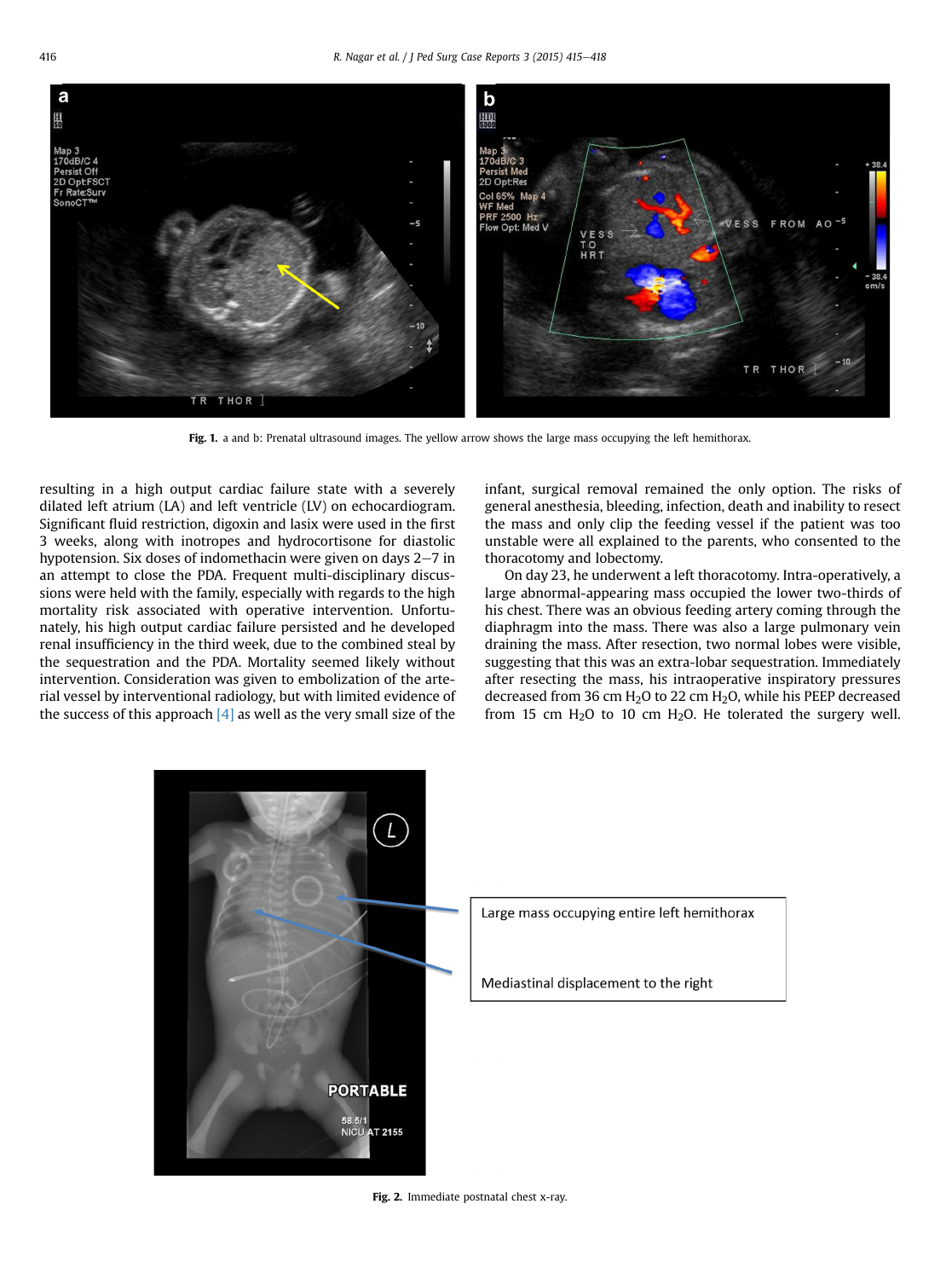Fig. 1. a and b: Prenatal ultrasound images. The yellow arrow shows the large mass occupying the left hemithorax.

resulting in a high output cardiac failure state with a severely dilated left atrium (LA) and left ventricle (LV) on echocardiogram. Significant fluid restriction, digoxin and lasix were used in the first 3 weeks, along with inotropes and hydrocortisone for diastolic hypotension. Six doses of indomethacin were given on days 2–7 in an attempt to close the PDA. Frequent multi-disciplinary discussions were held with the family, especially with regards to the high mortality risk associated with operative intervention. Unfortunately, his high output cardiac failure persisted and he developed renal insufficiency in the third week, due to the combined steal by the sequestration and the PDA. Mortality seemed likely without intervention. Consideration was given to embolization of the arterial vessel by interventional radiology, but with limited evidence of the success of this approach [4] as well as the very small size of the infant, surgical removal remained the only option. The risks of general anesthesia, bleeding, infection, death and inability to resect the mass and only clip the feeding vessel if the patient was too unstable were all explained to the parents, who consented to the thoracotomy and lobectomy.

On day 23, he underwent a left thoracotomy. Intra-operatively, a large abnormal-appearing mass occupied the lower two-thirds of his chest. There was an obvious feeding artery coming through the diaphragm into the mass. There was also a large pulmonary vein draining the mass. After resection, two normal lobes were visible, suggesting that this was an extra-lobar sequestration. Immediately after resecting the mass, his intraoperative inspiratory pressures decreased from 36 cm $H_2O$ to 22 cm $H_2O$, while his PEEP decreased from 15 cm $H_2O$ to 10 cm $H_2O$. He tolerated the surgery well.

Fig. 2. Immediate postnatal chest x-ray.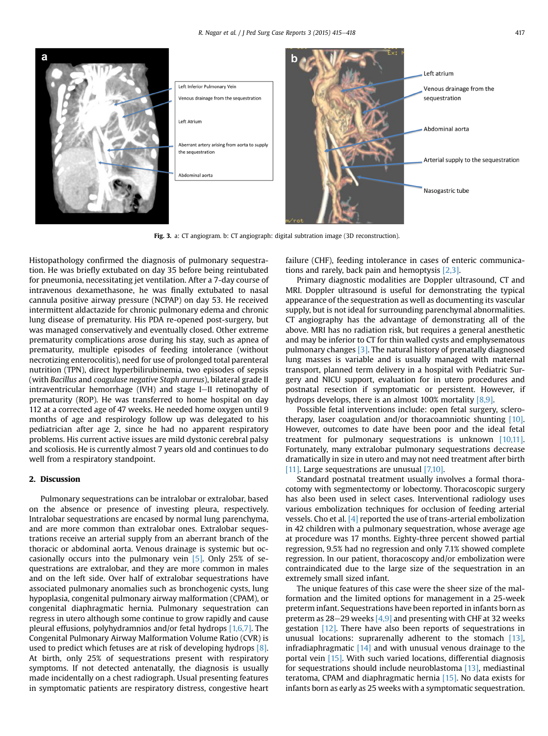Fig. 3. a: CT angiogram. b: CT angiograph: digital subtraction image (3D reconstruction).

Histopathology confirmed the diagnosis of pulmonary sequestration. He was briefly extubated on day 35 before being reintubated for pneumonia, necessitating jet ventilation. After a 7-day course of intravenous dexamethasone, he was finally extubated to nasal cannula positive airway pressure (NCPAP) on day 53. He received intermittent aldactazide for chronic pulmonary edema and chronic lung disease of prematurity. His PDA re-opened post-surgery, but was managed conservatively and eventually closed. Other extreme prematurity complications arose during his stay, such as apnea of prematurity, multiple episodes of feeding intolerance (without necrotizing enterocolitis), need for use of prolonged total parenteral nutrition (TPN), direct hyperbilirubinemia, two episodes of sepsis (with *Bacillus* and *coagulase negative Staph aureus*), bilateral grade II intraventricular hemorrhage (IVH) and stage I–II retinopathy of prematurity (ROP). He was transferred to home hospital on day 112 at a corrected age of 47 weeks. He needed home oxygen until 9 months of age and respirology follow up was delegated to his pediatrician after age 2, since he had no apparent respiratory problems. His current active issues are mild dystonic cerebral palsy and scoliosis. He is currently almost 7 years old and continues to do well from a respiratory standpoint.

## 2. Discussion

Pulmonary sequestrations can be intralobar or extralobar, based on the absence or presence of investing pleura, respectively. Intralobar sequestrations are encased by normal lung parenchyma, and are more common than extralobar ones. Extralobar sequestrations receive an arterial supply from an aberrant branch of the thoracic or abdominal aorta. Venous drainage is systemic but occasionally occurs into the pulmonary vein [5]. Only 25% of sequestrations are extralobar, and they are more common in males and on the left side. Over half of extralobar sequestrations have associated pulmonary anomalies such as bronchogenic cysts, lung hypoplasia, congenital pulmonary airway malformation (CPAM), or congenital diaphragmatic hernia. Pulmonary sequestration can regress in utero although some continue to grow rapidly and cause pleural effusions, polyhydramnios and/or fetal hydrops [1,6,7]. The Congenital Pulmonary Airway Malformation Volume Ratio (CVR) is used to predict which fetuses are at risk of developing hydrops [8]. At birth, only 25% of sequestrations present with respiratory symptoms. If not detected antenatally, the diagnosis is usually made incidentally on a chest radiograph. Usual presenting features in symptomatic patients are respiratory distress, congestive heart failure (CHF), feeding intolerance in cases of enteric communications and rarely, back pain and hemoptysis [2,3].

Primary diagnostic modalities are Doppler ultrasound, CT and MRI. Doppler ultrasound is useful for demonstrating the typical appearance of the sequestration as well as documenting its vascular supply, but is not ideal for surrounding parenchymal abnormalities. CT angiography has the advantage of demonstrating all of the above. MRI has no radiation risk, but requires a general anesthetic and may be inferior to CT for thin walled cysts and emphysematous pulmonary changes [3]. The natural history of prenatally diagnosed lung masses is variable and is usually managed with maternal transport, planned term delivery in a hospital with Pediatric Surgery and NICU support, evaluation for in utero procedures and postnatal resection if symptomatic or persistent. However, if hydrops develops, there is an almost 100% mortality [8,9].

Possible fetal interventions include: open fetal surgery, sclerotherapy, laser coagulation and/or thoracoamniotic shunting [10]. However, outcomes to date have been poor and the ideal fetal treatment for pulmonary sequestrations is unknown [10,11]. Fortunately, many extralobar pulmonary sequestrations decrease dramatically in size in utero and may not need treatment after birth [11]. Large sequestrations are unusual [7,10].

Standard postnatal treatment usually involves a formal thoracotomy with segmentectomy or lobectomy. Thoracoscopic surgery has also been used in select cases. Interventional radiology uses various embolization techniques for occlusion of feeding arterial vessels. Cho et al. [4] reported the use of trans-arterial embolization in 42 children with a pulmonary sequestration, whose average age at procedure was 17 months. Eighty-three percent showed partial regression, 9.5% had no regression and only 7.1% showed complete regression. In our patient, thoracoscopy and/or embolization were contraindicated due to the large size of the sequestration in an extremely small sized infant.

The unique features of this case were the sheer size of the malformation and the limited options for management in a 25-week preterm infant. Sequestrations have been reported in infants born as preterm as 28–29 weeks [4,9] and presenting with CHF at 32 weeks gestation [12]. There have also been reports of sequestrations in unusual locations: suprarenally adherent to the stomach [13], infradiaphragmatic [14] and with unusual venous drainage to the portal vein [15]. With such varied locations, differential diagnosis for sequestrations should include neuroblastoma [13], mediastinal teratoma, CPAM and diaphragmatic hernia [15]. No data exists for infants born as early as 25 weeks with a symptomatic sequestration.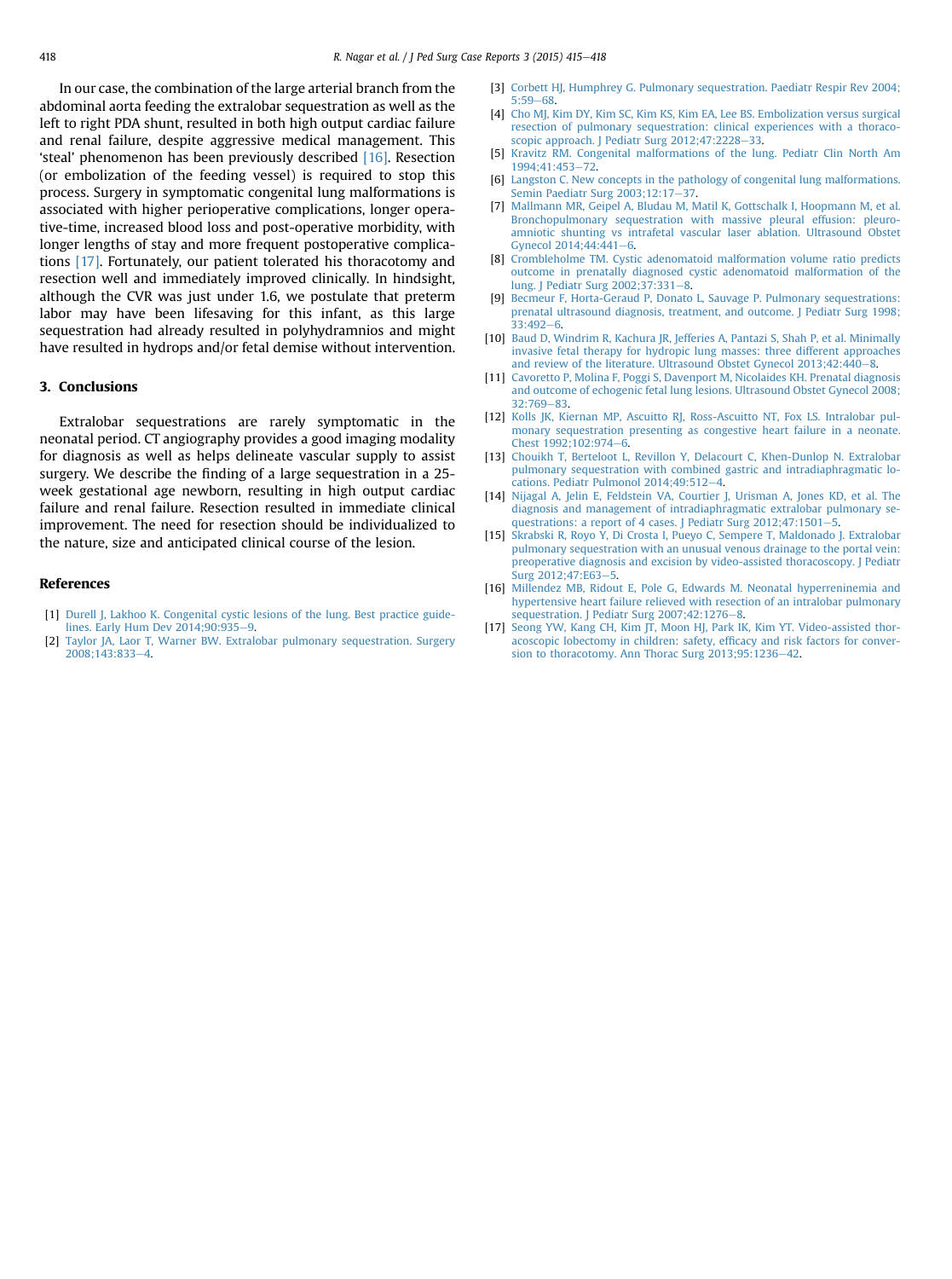In our case, the combination of the large arterial branch from the abdominal aorta feeding the extralobar sequestration as well as the left to right PDA shunt, resulted in both high output cardiac failure and renal failure, despite aggressive medical management. This 'steal' phenomenon has been previously described [16]. Resection (or embolization of the feeding vessel) is required to stop this process. Surgery in symptomatic congenital lung malformations is associated with higher perioperative complications, longer operative-time, increased blood loss and post-operative morbidity, with longer lengths of stay and more frequent postoperative complications [17]. Fortunately, our patient tolerated his thoracotomy and resection well and immediately improved clinically. In hindsight, although the CVR was just under 1.6, we postulate that preterm labor may have been lifesaving for this infant, as this large sequestration had already resulted in polyhydramnios and might have resulted in hydrops and/or fetal demise without intervention.

## 3. Conclusions

Extralobar sequestrations are rarely symptomatic in the neonatal period. CT angiography provides a good imaging modality for diagnosis as well as helps delineate vascular supply to assist surgery. We describe the finding of a large sequestration in a 25-week gestational age newborn, resulting in high output cardiac failure and renal failure. Resection resulted in immediate clinical improvement. The need for resection should be individualized to the nature, size and anticipated clinical course of the lesion.

## References

[1] Durell J, Lakhoo K. Congenital cystic lesions of the lung. Best practice guidelines. Early Hum Dev 2014;90:935–9.

[2] Taylor JA, Laor T, Warner BW. Extralobar pulmonary sequestration. Surgery 2008;143:833–4.

[3] Corbett HJ, Humphrey G. Pulmonary sequestration. Paediatr Respir Rev 2004; 5:59–68.

[4] Cho MJ, Kim DY, Kim SC, Kim KS, Kim EA, Lee BS. Embolization versus surgical resection of pulmonary sequestration: clinical experiences with a thoracoscopic approach. J Pediatr Surg 2012;47:2228–33.

[5] Kravitz RM. Congenital malformations of the lung. Pediatr Clin North Am 1994;41:453–72.

[6] Langston C. New concepts in the pathology of congenital lung malformations. Semin Paediatr Surg 2003;12:17–37.

[7] Mallmann MR, Geipel A, Bludau M, Matil K, Gottschalk I, Hoopmann M, et al. Bronchopulmonary sequestration with massive pleural effusion: pleuroamniotic shunting vs intrafetal vascular laser ablation. Ultrasound Obstet Gynecol 2014;44:441–6.

[8] Crombleholme TM. Cystic adenomatoid malformation volume ratio predicts outcome in prenatally diagnosed cystic adenomatoid malformation of the lung. J Pediatr Surg 2002;37:331–8.

[9] Becmeur F, Horta-Geraud P, Donato L, Sauvage P. Pulmonary sequestrations: prenatal ultrasound diagnosis, treatment, and outcome. J Pediatr Surg 1998; 33:492–6.

[10] Baud D, Windrim R, Kachura JR, Jefferies A, Pantazi S, Shah P, et al. Minimally invasive fetal therapy for hydropic lung masses: three different approaches and review of the literature. Ultrasound Obstet Gynecol 2013;42:440–8.

[11] Cavoretto P, Molina F, Poggi S, Davenport M, Nicolaides KH. Prenatal diagnosis and outcome of echogenic fetal lung lesions. Ultrasound Obstet Gynecol 2008; 32:769–83.

[12] Kolls JK, Kiernan MP, Ascuitto RJ, Ross-Ascuitto NT, Fox LS. Intralobar pulmonary sequestration presenting as congestive heart failure in a neonate. Chest 1992;102:974–6.

[13] Chouikh T, Berteloot L, Revillon Y, Delacourt C, Khen-Dunlop N. Extralobar pulmonary sequestration with combined gastric and intradiaphragmatic locations. Pediatr Pulmonol 2014;49:512–4.

[14] Nijagal A, Jelin E, Feldstein VA, Courtier J, Urisman A, Jones KD, et al. The diagnosis and management of intradiaphragmatic extralobar pulmonary sequestrations: a report of 4 cases. J Pediatr Surg 2012;47:1501–5.

[15] Skrabski R, Royo Y, Di Crosta I, Pueyo C, Sempere T, Maldonado J. Extralobar pulmonary sequestration with an unusual venous drainage to the portal vein: preoperative diagnosis and excision by video-assisted thoracoscopy. J Pediatr Surg 2012;47:E63–5.

[16] Millendez MB, Ridout E, Pole G, Edwards M. Neonatal hyperreninemia and hypertensive heart failure relieved with resection of an intralobar pulmonary sequestration. J Pediatr Surg 2007;42:1276–8.

[17] Seong YW, Kang CH, Kim JT, Moon HJ, Park IK, Kim YT. Video-assisted thoracoscopic lobectomy in children: safety, efficacy and risk factors for conversion to thoracotomy. Ann Thorac Surg 2013;95:1236–42.